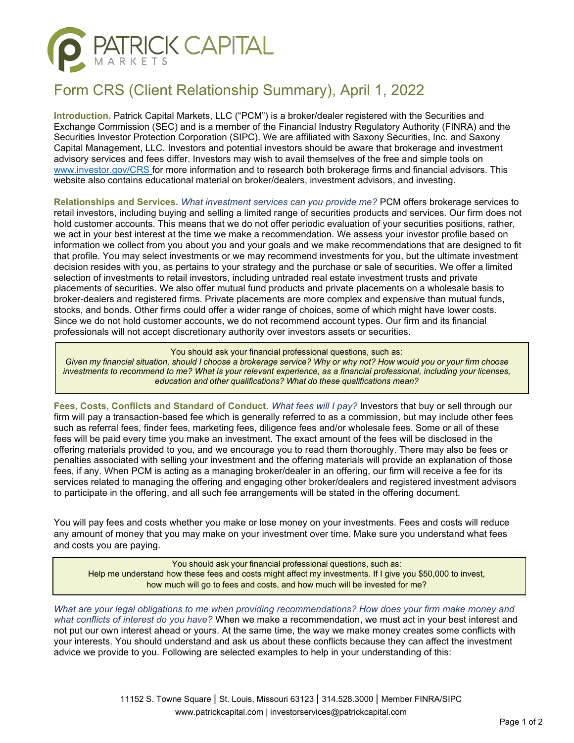# PATRICK CAPITAL MARKETS

## Form CRS (Client Relationship Summary), April 1, 2022

**Introduction.** Patrick Capital Markets, LLC ("PCM") is a broker/dealer registered with the Securities and Exchange Commission (SEC) and is a member of the Financial Industry Regulatory Authority (FINRA) and the Securities Investor Protection Corporation (SIPC). We are affiliated with Saxony Securities, Inc. and Saxony Capital Management, LLC. Investors and potential investors should be aware that brokerage and investment advisory services and fees differ. Investors may wish to avail themselves of the free and simple tools on www.investor.gov/CRS for more information and to research both brokerage firms and financial advisors. This website also contains educational material on broker/dealers, investment advisors, and investing.

**Relationships and Services.** *What investment services can you provide me?* PCM offers brokerage services to retail investors, including buying and selling a limited range of securities products and services. Our firm does not hold customer accounts. This means that we do not offer periodic evaluation of your securities positions, rather, we act in your best interest at the time we make a recommendation. We assess your investor profile based on information we collect from you about you and your goals and we make recommendations that are designed to fit that profile. You may select investments or we may recommend investments for you, but the ultimate investment decision resides with you, as pertains to your strategy and the purchase or sale of securities. We offer a limited selection of investments to retail investors, including untraded real estate investment trusts and private placements of securities. We also offer mutual fund products and private placements on a wholesale basis to broker-dealers and registered firms. Private placements are more complex and expensive than mutual funds, stocks, and bonds. Other firms could offer a wider range of choices, some of which might have lower costs. Since we do not hold customer accounts, we do not recommend account types. Our firm and its financial professionals will not accept discretionary authority over investors assets or securities.

> You should ask your financial professional questions, such as:
> *Given my financial situation, should I choose a brokerage service? Why or why not? How would you or your firm choose investments to recommend to me? What is your relevant experience, as a financial professional, including your licenses, education and other qualifications? What do these qualifications mean?*

**Fees, Costs, Conflicts and Standard of Conduct.** *What fees will I pay?* Investors that buy or sell through our firm will pay a transaction-based fee which is generally referred to as a commission, but may include other fees such as referral fees, finder fees, marketing fees, diligence fees and/or wholesale fees. Some or all of these fees will be paid every time you make an investment. The exact amount of the fees will be disclosed in the offering materials provided to you, and we encourage you to read them thoroughly. There may also be fees or penalties associated with selling your investment and the offering materials will provide an explanation of those fees, if any. When PCM is acting as a managing broker/dealer in an offering, our firm will receive a fee for its services related to managing the offering and engaging other broker/dealers and registered investment advisors to participate in the offering, and all such fee arrangements will be stated in the offering document.

You will pay fees and costs whether you make or lose money on your investments. Fees and costs will reduce any amount of money that you may make on your investment over time. Make sure you understand what fees and costs you are paying.

> You should ask your financial professional questions, such as:
> Help me understand how these fees and costs might affect my investments. If I give you $50,000 to invest, how much will go to fees and costs, and how much will be invested for me?

*What are your legal obligations to me when providing recommendations? How does your firm make money and what conflicts of interest do you have?* When we make a recommendation, we must act in your best interest and not put our own interest ahead or yours. At the same time, the way we make money creates some conflicts with your interests. You should understand and ask us about these conflicts because they can affect the investment advice we provide to you. Following are selected examples to help in your understanding of this:

11152 S. Towne Square | St. Louis, Missouri 63123 | 314.528.3000 | Member FINRA/SIPC
www.patrickcapital.com | investorservices@patrickcapital.com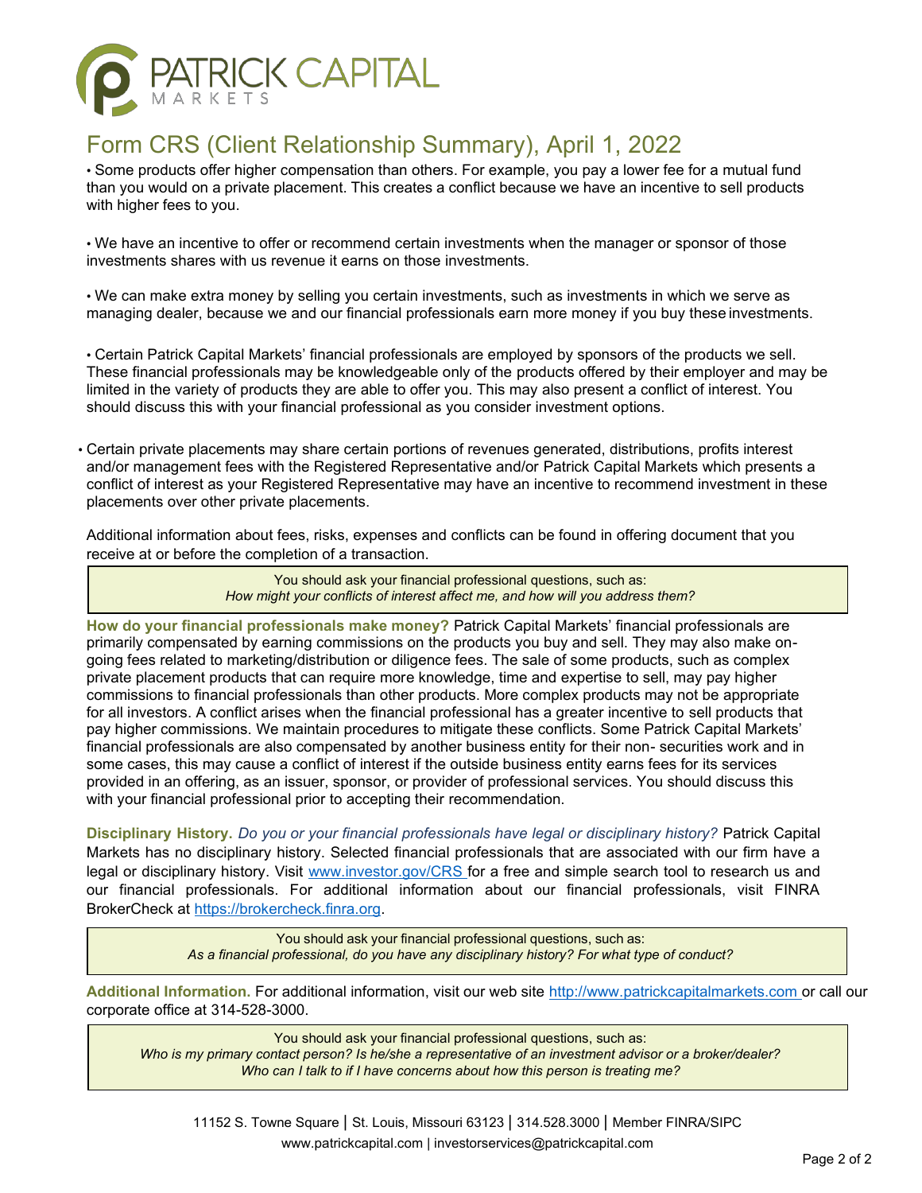# Form CRS (Client Relationship Summary), April 1, 2022

- Some products offer higher compensation than others. For example, you pay a lower fee for a mutual fund than you would on a private placement. This creates a conflict because we have an incentive to sell products with higher fees to you.

- We have an incentive to offer or recommend certain investments when the manager or sponsor of those investments shares with us revenue it earns on those investments.

- We can make extra money by selling you certain investments, such as investments in which we serve as managing dealer, because we and our financial professionals earn more money if you buy these investments.

- Certain Patrick Capital Markets' financial professionals are employed by sponsors of the products we sell. These financial professionals may be knowledgeable only of the products offered by their employer and may be limited in the variety of products they are able to offer you. This may also present a conflict of interest. You should discuss this with your financial professional as you consider investment options.

- Certain private placements may share certain portions of revenues generated, distributions, profits interest and/or management fees with the Registered Representative and/or Patrick Capital Markets which presents a conflict of interest as your Registered Representative may have an incentive to recommend investment in these placements over other private placements.

Additional information about fees, risks, expenses and conflicts can be found in offering document that you receive at or before the completion of a transaction.

> You should ask your financial professional questions, such as:
> *How might your conflicts of interest affect me, and how will you address them?*

**How do your financial professionals make money?** Patrick Capital Markets' financial professionals are primarily compensated by earning commissions on the products you buy and sell. They may also make on-going fees related to marketing/distribution or diligence fees. The sale of some products, such as complex private placement products that can require more knowledge, time and expertise to sell, may pay higher commissions to financial professionals than other products. More complex products may not be appropriate for all investors. A conflict arises when the financial professional has a greater incentive to sell products that pay higher commissions. We maintain procedures to mitigate these conflicts. Some Patrick Capital Markets' financial professionals are also compensated by another business entity for their non- securities work and in some cases, this may cause a conflict of interest if the outside business entity earns fees for its services provided in an offering, as an issuer, sponsor, or provider of professional services. You should discuss this with your financial professional prior to accepting their recommendation.

**Disciplinary History.** *Do you or your financial professionals have legal or disciplinary history?* Patrick Capital Markets has no disciplinary history. Selected financial professionals that are associated with our firm have a legal or disciplinary history. Visit www.investor.gov/CRS for a free and simple search tool to research us and our financial professionals. For additional information about our financial professionals, visit FINRA BrokerCheck at https://brokercheck.finra.org.

> You should ask your financial professional questions, such as:
> *As a financial professional, do you have any disciplinary history? For what type of conduct?*

**Additional Information.** For additional information, visit our web site http://www.patrickcapitalmarkets.com or call our corporate office at 314-528-3000.

> You should ask your financial professional questions, such as:
> *Who is my primary contact person? Is he/she a representative of an investment advisor or a broker/dealer?*
> *Who can I talk to if I have concerns about how this person is treating me?*

11152 S. Towne Square | St. Louis, Missouri 63123 | 314.528.3000 | Member FINRA/SIPC
www.patrickcapital.com | investorservices@patrickcapital.com